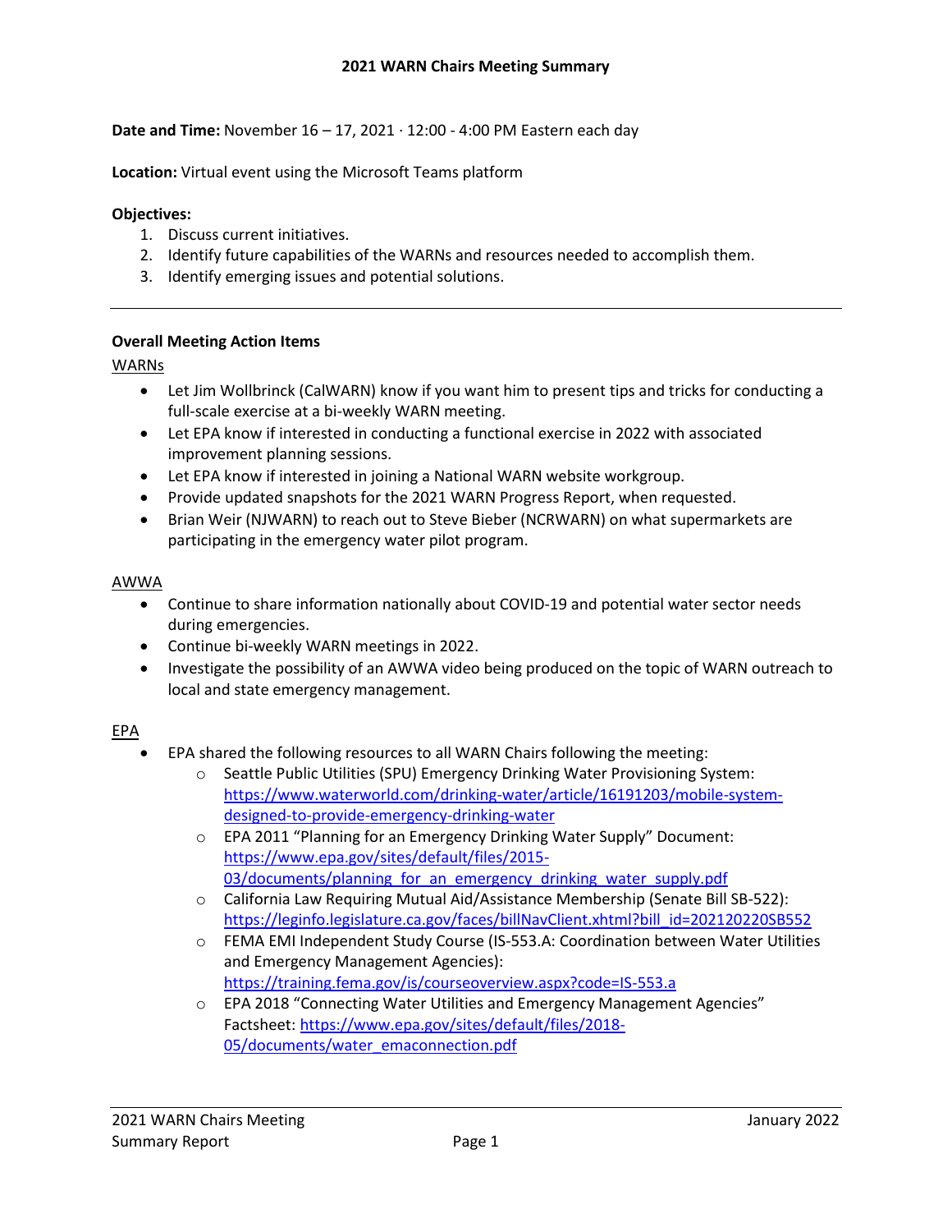# 2021 WARN Chairs Meeting Summary

**Date and Time:** November 16 – 17, 2021 · 12:00 - 4:00 PM Eastern each day

**Location:** Virtual event using the Microsoft Teams platform

**Objectives:**

1. Discuss current initiatives.
2. Identify future capabilities of the WARNs and resources needed to accomplish them.
3. Identify emerging issues and potential solutions.

---

## Overall Meeting Action Items

### WARNs

- Let Jim Wollbrinck (CalWARN) know if you want him to present tips and tricks for conducting a full-scale exercise at a bi-weekly WARN meeting.
- Let EPA know if interested in conducting a functional exercise in 2022 with associated improvement planning sessions.
- Let EPA know if interested in joining a National WARN website workgroup.
- Provide updated snapshots for the 2021 WARN Progress Report, when requested.
- Brian Weir (NJWARN) to reach out to Steve Bieber (NCRWARN) on what supermarkets are participating in the emergency water pilot program.

### AWWA

- Continue to share information nationally about COVID-19 and potential water sector needs during emergencies.
- Continue bi-weekly WARN meetings in 2022.
- Investigate the possibility of an AWWA video being produced on the topic of WARN outreach to local and state emergency management.

### EPA

- EPA shared the following resources to all WARN Chairs following the meeting:
  - Seattle Public Utilities (SPU) Emergency Drinking Water Provisioning System: https://www.waterworld.com/drinking-water/article/16191203/mobile-system-designed-to-provide-emergency-drinking-water
  - EPA 2011 "Planning for an Emergency Drinking Water Supply" Document: https://www.epa.gov/sites/default/files/2015-03/documents/planning_for_an_emergency_drinking_water_supply.pdf
  - California Law Requiring Mutual Aid/Assistance Membership (Senate Bill SB-522): https://leginfo.legislature.ca.gov/faces/billNavClient.xhtml?bill_id=202120220SB552
  - FEMA EMI Independent Study Course (IS-553.A: Coordination between Water Utilities and Emergency Management Agencies): https://training.fema.gov/is/courseoverview.aspx?code=IS-553.a
  - EPA 2018 "Connecting Water Utilities and Emergency Management Agencies" Factsheet: https://www.epa.gov/sites/default/files/2018-05/documents/water_emaconnection.pdf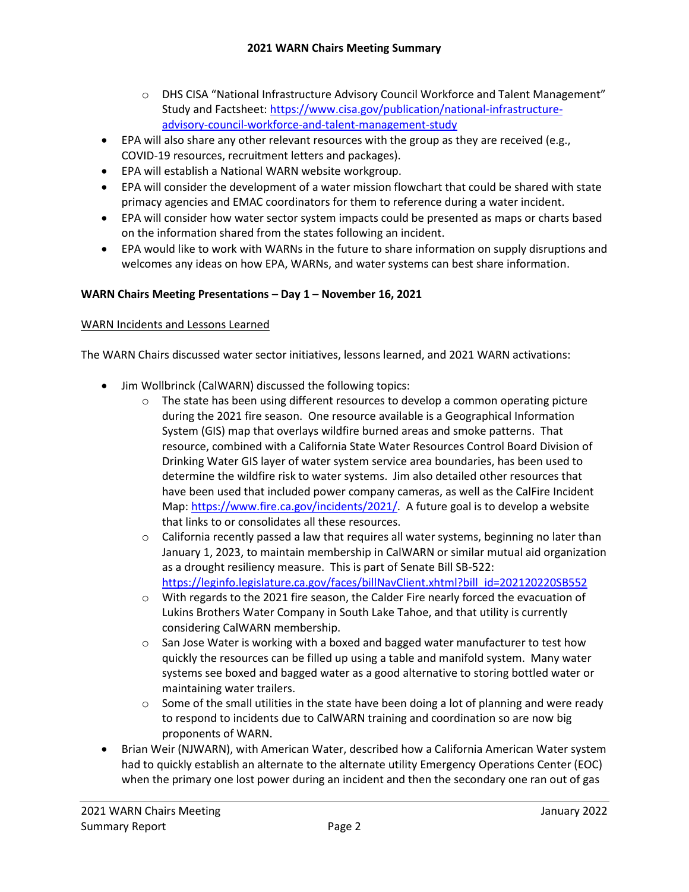- DHS CISA "National Infrastructure Advisory Council Workforce and Talent Management" Study and Factsheet: https://www.cisa.gov/publication/national-infrastructure-advisory-council-workforce-and-talent-management-study

- EPA will also share any other relevant resources with the group as they are received (e.g., COVID-19 resources, recruitment letters and packages).
- EPA will establish a National WARN website workgroup.
- EPA will consider the development of a water mission flowchart that could be shared with state primacy agencies and EMAC coordinators for them to reference during a water incident.
- EPA will consider how water sector system impacts could be presented as maps or charts based on the information shared from the states following an incident.
- EPA would like to work with WARNs in the future to share information on supply disruptions and welcomes any ideas on how EPA, WARNs, and water systems can best share information.

**WARN Chairs Meeting Presentations – Day 1 – November 16, 2021**

WARN Incidents and Lessons Learned

The WARN Chairs discussed water sector initiatives, lessons learned, and 2021 WARN activations:

- Jim Wollbrinck (CalWARN) discussed the following topics:
  - The state has been using different resources to develop a common operating picture during the 2021 fire season. One resource available is a Geographical Information System (GIS) map that overlays wildfire burned areas and smoke patterns. That resource, combined with a California State Water Resources Control Board Division of Drinking Water GIS layer of water system service area boundaries, has been used to determine the wildfire risk to water systems. Jim also detailed other resources that have been used that included power company cameras, as well as the CalFire Incident Map: https://www.fire.ca.gov/incidents/2021/. A future goal is to develop a website that links to or consolidates all these resources.
  - California recently passed a law that requires all water systems, beginning no later than January 1, 2023, to maintain membership in CalWARN or similar mutual aid organization as a drought resiliency measure. This is part of Senate Bill SB-522: https://leginfo.legislature.ca.gov/faces/billNavClient.xhtml?bill_id=202120220SB552
  - With regards to the 2021 fire season, the Calder Fire nearly forced the evacuation of Lukins Brothers Water Company in South Lake Tahoe, and that utility is currently considering CalWARN membership.
  - San Jose Water is working with a boxed and bagged water manufacturer to test how quickly the resources can be filled up using a table and manifold system. Many water systems see boxed and bagged water as a good alternative to storing bottled water or maintaining water trailers.
  - Some of the small utilities in the state have been doing a lot of planning and were ready to respond to incidents due to CalWARN training and coordination so are now big proponents of WARN.
- Brian Weir (NJWARN), with American Water, described how a California American Water system had to quickly establish an alternate to the alternate utility Emergency Operations Center (EOC) when the primary one lost power during an incident and then the secondary one ran out of gas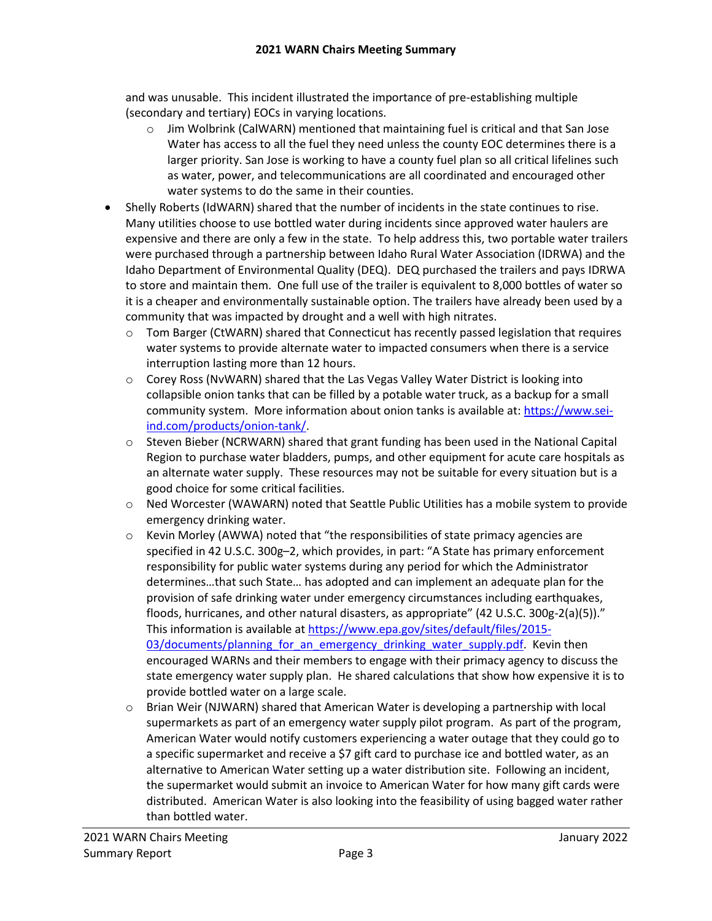and was unusable. This incident illustrated the importance of pre-establishing multiple (secondary and tertiary) EOCs in varying locations.

    - Jim Wolbrink (CalWARN) mentioned that maintaining fuel is critical and that San Jose Water has access to all the fuel they need unless the county EOC determines there is a larger priority. San Jose is working to have a county fuel plan so all critical lifelines such as water, power, and telecommunications are all coordinated and encouraged other water systems to do the same in their counties.

- Shelly Roberts (IdWARN) shared that the number of incidents in the state continues to rise. Many utilities choose to use bottled water during incidents since approved water haulers are expensive and there are only a few in the state. To help address this, two portable water trailers were purchased through a partnership between Idaho Rural Water Association (IDRWA) and the Idaho Department of Environmental Quality (DEQ). DEQ purchased the trailers and pays IDRWA to store and maintain them. One full use of the trailer is equivalent to 8,000 bottles of water so it is a cheaper and environmentally sustainable option. The trailers have already been used by a community that was impacted by drought and a well with high nitrates.
    - Tom Barger (CtWARN) shared that Connecticut has recently passed legislation that requires water systems to provide alternate water to impacted consumers when there is a service interruption lasting more than 12 hours.
    - Corey Ross (NvWARN) shared that the Las Vegas Valley Water District is looking into collapsible onion tanks that can be filled by a potable water truck, as a backup for a small community system. More information about onion tanks is available at: [https://www.sei-ind.com/products/onion-tank/](https://www.sei-ind.com/products/onion-tank/).
    - Steven Bieber (NCRWARN) shared that grant funding has been used in the National Capital Region to purchase water bladders, pumps, and other equipment for acute care hospitals as an alternate water supply. These resources may not be suitable for every situation but is a good choice for some critical facilities.
    - Ned Worcester (WAWARN) noted that Seattle Public Utilities has a mobile system to provide emergency drinking water.
    - Kevin Morley (AWWA) noted that "the responsibilities of state primacy agencies are specified in 42 U.S.C. 300g–2, which provides, in part: "A State has primary enforcement responsibility for public water systems during any period for which the Administrator determines…that such State… has adopted and can implement an adequate plan for the provision of safe drinking water under emergency circumstances including earthquakes, floods, hurricanes, and other natural disasters, as appropriate" (42 U.S.C. 300g-2(a)(5))." This information is available at [https://www.epa.gov/sites/default/files/2015-03/documents/planning_for_an_emergency_drinking_water_supply.pdf](https://www.epa.gov/sites/default/files/2015-03/documents/planning_for_an_emergency_drinking_water_supply.pdf). Kevin then encouraged WARNs and their members to engage with their primacy agency to discuss the state emergency water supply plan. He shared calculations that show how expensive it is to provide bottled water on a large scale.
    - Brian Weir (NJWARN) shared that American Water is developing a partnership with local supermarkets as part of an emergency water supply pilot program. As part of the program, American Water would notify customers experiencing a water outage that they could go to a specific supermarket and receive a $7 gift card to purchase ice and bottled water, as an alternative to American Water setting up a water distribution site. Following an incident, the supermarket would submit an invoice to American Water for how many gift cards were distributed. American Water is also looking into the feasibility of using bagged water rather than bottled water.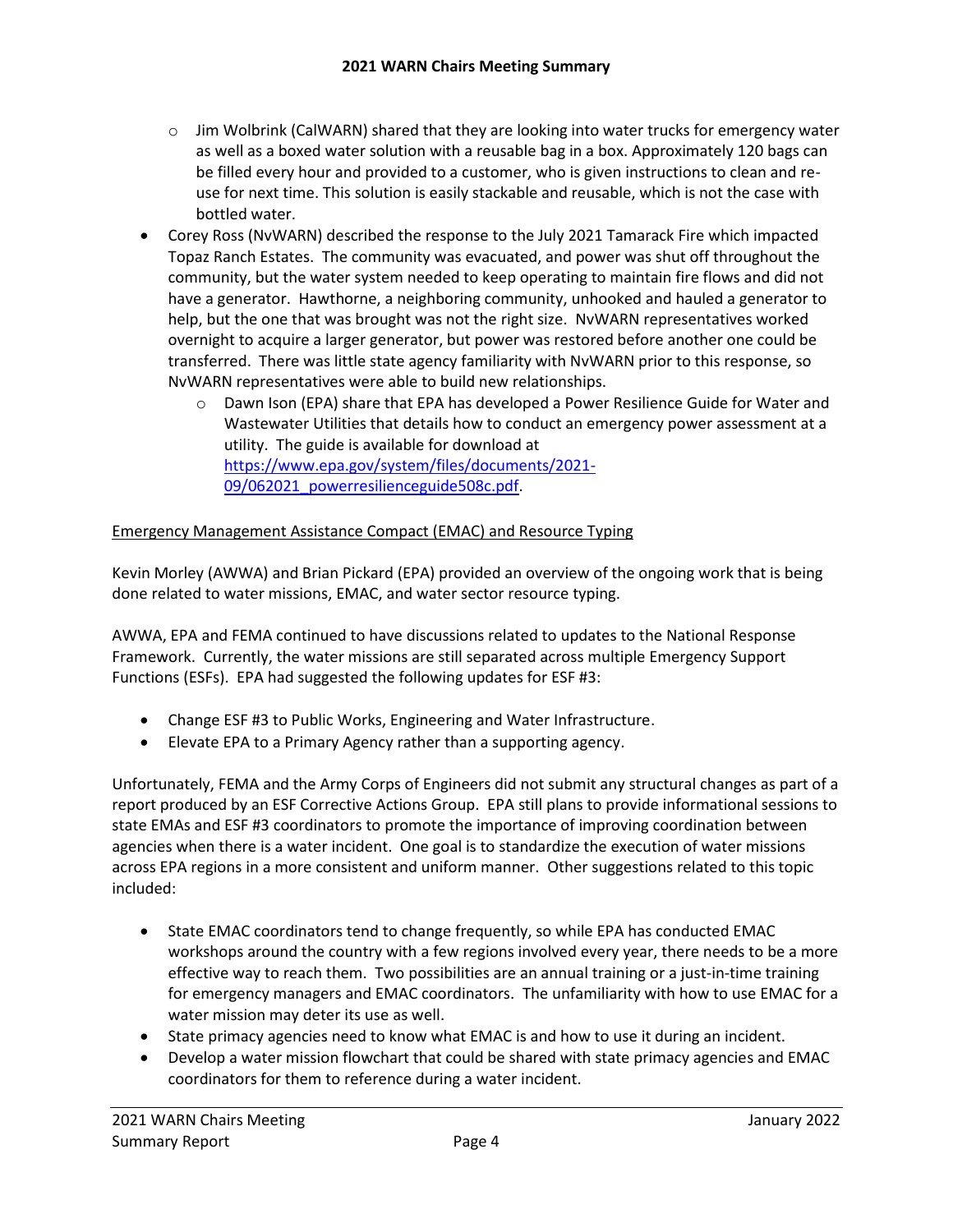- Jim Wolbrink (CalWARN) shared that they are looking into water trucks for emergency water as well as a boxed water solution with a reusable bag in a box. Approximately 120 bags can be filled every hour and provided to a customer, who is given instructions to clean and re-use for next time. This solution is easily stackable and reusable, which is not the case with bottled water.

- Corey Ross (NvWARN) described the response to the July 2021 Tamarack Fire which impacted Topaz Ranch Estates. The community was evacuated, and power was shut off throughout the community, but the water system needed to keep operating to maintain fire flows and did not have a generator. Hawthorne, a neighboring community, unhooked and hauled a generator to help, but the one that was brought was not the right size. NvWARN representatives worked overnight to acquire a larger generator, but power was restored before another one could be transferred. There was little state agency familiarity with NvWARN prior to this response, so NvWARN representatives were able to build new relationships.
  - Dawn Ison (EPA) share that EPA has developed a Power Resilience Guide for Water and Wastewater Utilities that details how to conduct an emergency power assessment at a utility. The guide is available for download at [https://www.epa.gov/system/files/documents/2021-09/062021_powerresilienceguide508c.pdf](https://www.epa.gov/system/files/documents/2021-09/062021_powerresilienceguide508c.pdf).

Emergency Management Assistance Compact (EMAC) and Resource Typing

Kevin Morley (AWWA) and Brian Pickard (EPA) provided an overview of the ongoing work that is being done related to water missions, EMAC, and water sector resource typing.

AWWA, EPA and FEMA continued to have discussions related to updates to the National Response Framework. Currently, the water missions are still separated across multiple Emergency Support Functions (ESFs). EPA had suggested the following updates for ESF #3:

- Change ESF #3 to Public Works, Engineering and Water Infrastructure.
- Elevate EPA to a Primary Agency rather than a supporting agency.

Unfortunately, FEMA and the Army Corps of Engineers did not submit any structural changes as part of a report produced by an ESF Corrective Actions Group. EPA still plans to provide informational sessions to state EMAs and ESF #3 coordinators to promote the importance of improving coordination between agencies when there is a water incident. One goal is to standardize the execution of water missions across EPA regions in a more consistent and uniform manner. Other suggestions related to this topic included:

- State EMAC coordinators tend to change frequently, so while EPA has conducted EMAC workshops around the country with a few regions involved every year, there needs to be a more effective way to reach them. Two possibilities are an annual training or a just-in-time training for emergency managers and EMAC coordinators. The unfamiliarity with how to use EMAC for a water mission may deter its use as well.
- State primacy agencies need to know what EMAC is and how to use it during an incident.
- Develop a water mission flowchart that could be shared with state primacy agencies and EMAC coordinators for them to reference during a water incident.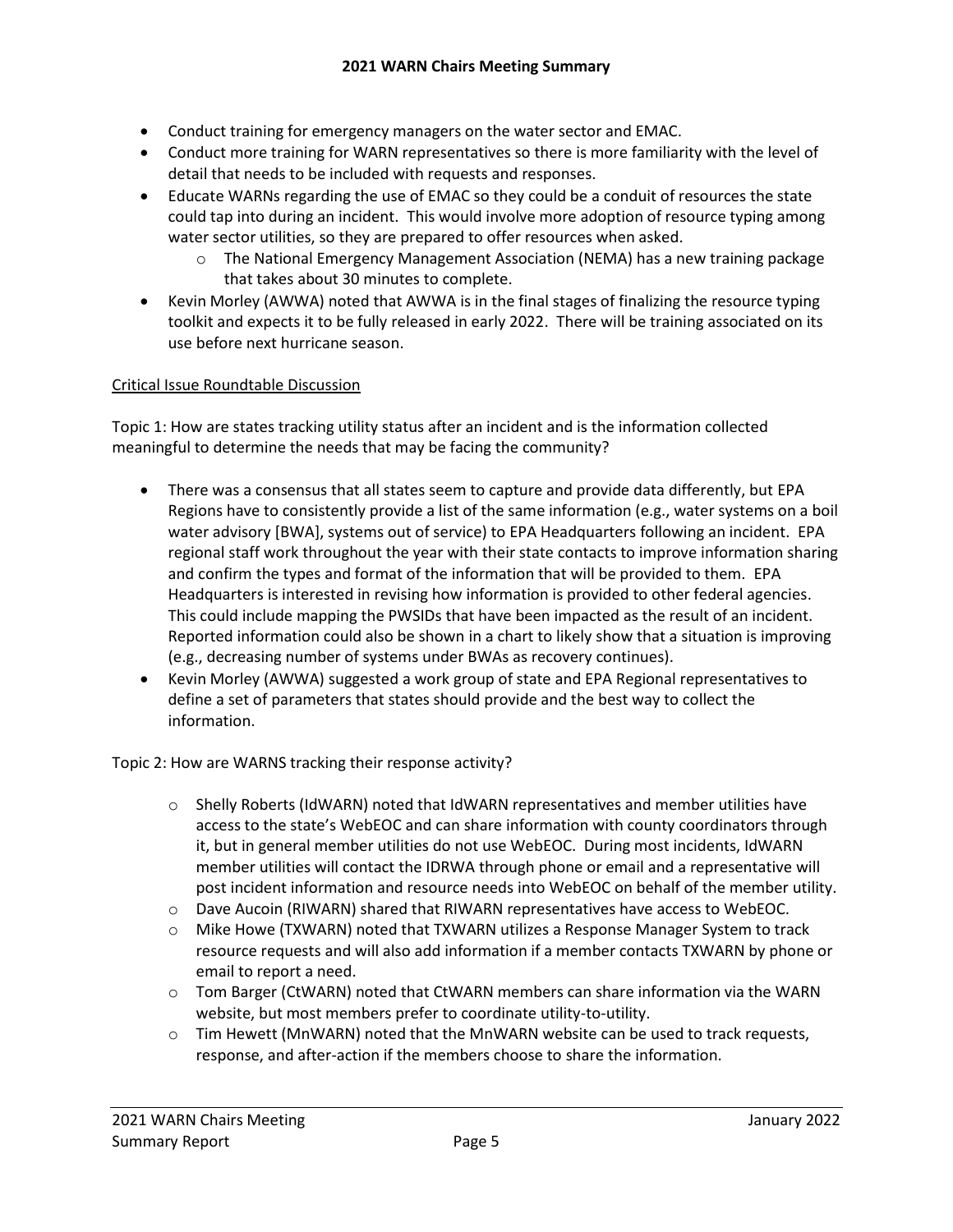- Conduct training for emergency managers on the water sector and EMAC.
- Conduct more training for WARN representatives so there is more familiarity with the level of detail that needs to be included with requests and responses.
- Educate WARNs regarding the use of EMAC so they could be a conduit of resources the state could tap into during an incident. This would involve more adoption of resource typing among water sector utilities, so they are prepared to offer resources when asked.
    - The National Emergency Management Association (NEMA) has a new training package that takes about 30 minutes to complete.
- Kevin Morley (AWWA) noted that AWWA is in the final stages of finalizing the resource typing toolkit and expects it to be fully released in early 2022. There will be training associated on its use before next hurricane season.

<u>Critical Issue Roundtable Discussion</u>

Topic 1: How are states tracking utility status after an incident and is the information collected meaningful to determine the needs that may be facing the community?

- There was a consensus that all states seem to capture and provide data differently, but EPA Regions have to consistently provide a list of the same information (e.g., water systems on a boil water advisory [BWA], systems out of service) to EPA Headquarters following an incident. EPA regional staff work throughout the year with their state contacts to improve information sharing and confirm the types and format of the information that will be provided to them. EPA Headquarters is interested in revising how information is provided to other federal agencies. This could include mapping the PWSIDs that have been impacted as the result of an incident. Reported information could also be shown in a chart to likely show that a situation is improving (e.g., decreasing number of systems under BWAs as recovery continues).
- Kevin Morley (AWWA) suggested a work group of state and EPA Regional representatives to define a set of parameters that states should provide and the best way to collect the information.

Topic 2: How are WARNS tracking their response activity?

- Shelly Roberts (IdWARN) noted that IdWARN representatives and member utilities have access to the state's WebEOC and can share information with county coordinators through it, but in general member utilities do not use WebEOC. During most incidents, IdWARN member utilities will contact the IDRWA through phone or email and a representative will post incident information and resource needs into WebEOC on behalf of the member utility.
- Dave Aucoin (RIWARN) shared that RIWARN representatives have access to WebEOC.
- Mike Howe (TXWARN) noted that TXWARN utilizes a Response Manager System to track resource requests and will also add information if a member contacts TXWARN by phone or email to report a need.
- Tom Barger (CtWARN) noted that CtWARN members can share information via the WARN website, but most members prefer to coordinate utility-to-utility.
- Tim Hewett (MnWARN) noted that the MnWARN website can be used to track requests, response, and after-action if the members choose to share the information.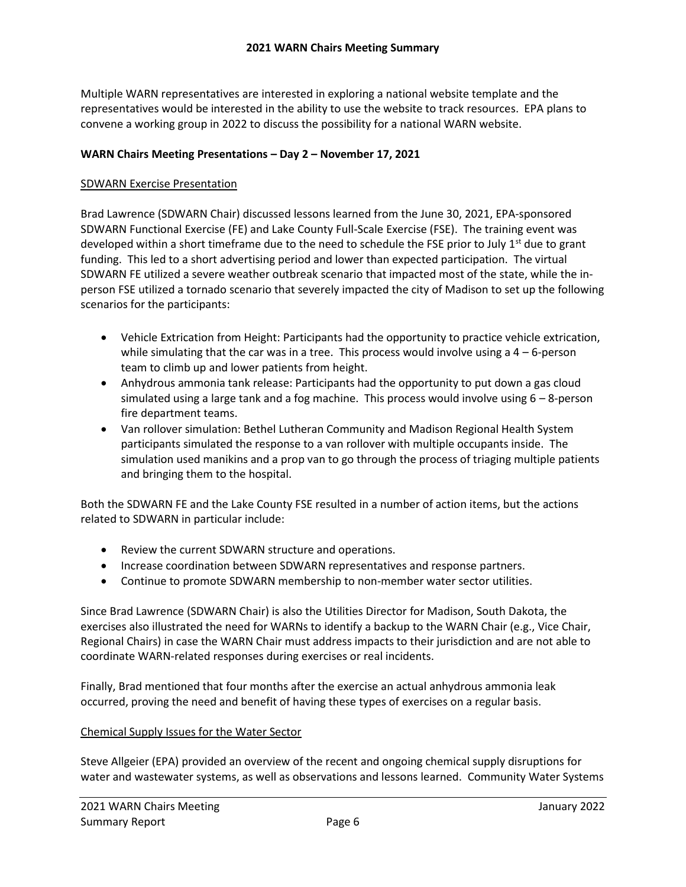Multiple WARN representatives are interested in exploring a national website template and the representatives would be interested in the ability to use the website to track resources. EPA plans to convene a working group in 2022 to discuss the possibility for a national WARN website.

**WARN Chairs Meeting Presentations – Day 2 – November 17, 2021**

SDWARN Exercise Presentation

Brad Lawrence (SDWARN Chair) discussed lessons learned from the June 30, 2021, EPA-sponsored SDWARN Functional Exercise (FE) and Lake County Full-Scale Exercise (FSE). The training event was developed within a short timeframe due to the need to schedule the FSE prior to July 1st due to grant funding. This led to a short advertising period and lower than expected participation. The virtual SDWARN FE utilized a severe weather outbreak scenario that impacted most of the state, while the in-person FSE utilized a tornado scenario that severely impacted the city of Madison to set up the following scenarios for the participants:

- Vehicle Extrication from Height: Participants had the opportunity to practice vehicle extrication, while simulating that the car was in a tree. This process would involve using a 4 – 6-person team to climb up and lower patients from height.
- Anhydrous ammonia tank release: Participants had the opportunity to put down a gas cloud simulated using a large tank and a fog machine. This process would involve using 6 – 8-person fire department teams.
- Van rollover simulation: Bethel Lutheran Community and Madison Regional Health System participants simulated the response to a van rollover with multiple occupants inside. The simulation used manikins and a prop van to go through the process of triaging multiple patients and bringing them to the hospital.

Both the SDWARN FE and the Lake County FSE resulted in a number of action items, but the actions related to SDWARN in particular include:

- Review the current SDWARN structure and operations.
- Increase coordination between SDWARN representatives and response partners.
- Continue to promote SDWARN membership to non-member water sector utilities.

Since Brad Lawrence (SDWARN Chair) is also the Utilities Director for Madison, South Dakota, the exercises also illustrated the need for WARNs to identify a backup to the WARN Chair (e.g., Vice Chair, Regional Chairs) in case the WARN Chair must address impacts to their jurisdiction and are not able to coordinate WARN-related responses during exercises or real incidents.

Finally, Brad mentioned that four months after the exercise an actual anhydrous ammonia leak occurred, proving the need and benefit of having these types of exercises on a regular basis.

Chemical Supply Issues for the Water Sector

Steve Allgeier (EPA) provided an overview of the recent and ongoing chemical supply disruptions for water and wastewater systems, as well as observations and lessons learned. Community Water Systems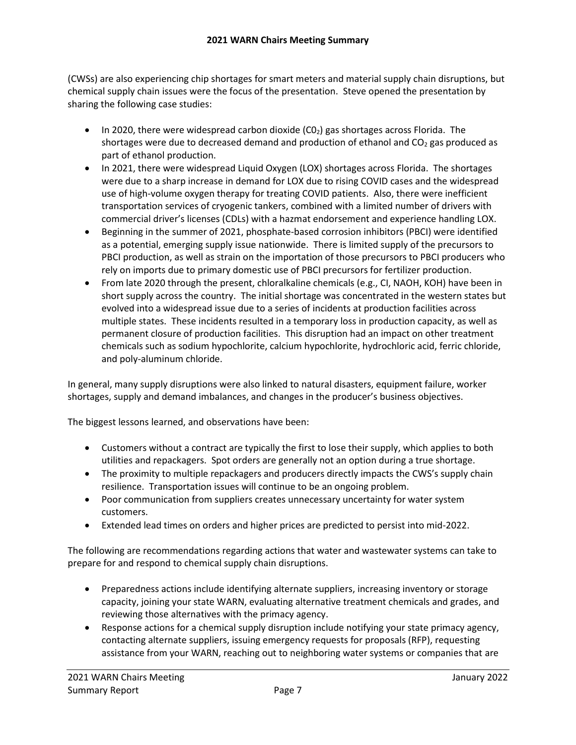(CWSs) are also experiencing chip shortages for smart meters and material supply chain disruptions, but chemical supply chain issues were the focus of the presentation. Steve opened the presentation by sharing the following case studies:

- In 2020, there were widespread carbon dioxide ($C0_2$) gas shortages across Florida. The shortages were due to decreased demand and production of ethanol and $CO_2$ gas produced as part of ethanol production.
- In 2021, there were widespread Liquid Oxygen (LOX) shortages across Florida. The shortages were due to a sharp increase in demand for LOX due to rising COVID cases and the widespread use of high-volume oxygen therapy for treating COVID patients. Also, there were inefficient transportation services of cryogenic tankers, combined with a limited number of drivers with commercial driver's licenses (CDLs) with a hazmat endorsement and experience handling LOX.
- Beginning in the summer of 2021, phosphate-based corrosion inhibitors (PBCI) were identified as a potential, emerging supply issue nationwide. There is limited supply of the precursors to PBCI production, as well as strain on the importation of those precursors to PBCI producers who rely on imports due to primary domestic use of PBCI precursors for fertilizer production.
- From late 2020 through the present, chloralkaline chemicals (e.g., CI, NAOH, KOH) have been in short supply across the country. The initial shortage was concentrated in the western states but evolved into a widespread issue due to a series of incidents at production facilities across multiple states. These incidents resulted in a temporary loss in production capacity, as well as permanent closure of production facilities. This disruption had an impact on other treatment chemicals such as sodium hypochlorite, calcium hypochlorite, hydrochloric acid, ferric chloride, and poly-aluminum chloride.

In general, many supply disruptions were also linked to natural disasters, equipment failure, worker shortages, supply and demand imbalances, and changes in the producer's business objectives.

The biggest lessons learned, and observations have been:

- Customers without a contract are typically the first to lose their supply, which applies to both utilities and repackagers. Spot orders are generally not an option during a true shortage.
- The proximity to multiple repackagers and producers directly impacts the CWS's supply chain resilience. Transportation issues will continue to be an ongoing problem.
- Poor communication from suppliers creates unnecessary uncertainty for water system customers.
- Extended lead times on orders and higher prices are predicted to persist into mid-2022.

The following are recommendations regarding actions that water and wastewater systems can take to prepare for and respond to chemical supply chain disruptions.

- Preparedness actions include identifying alternate suppliers, increasing inventory or storage capacity, joining your state WARN, evaluating alternative treatment chemicals and grades, and reviewing those alternatives with the primacy agency.
- Response actions for a chemical supply disruption include notifying your state primacy agency, contacting alternate suppliers, issuing emergency requests for proposals (RFP), requesting assistance from your WARN, reaching out to neighboring water systems or companies that are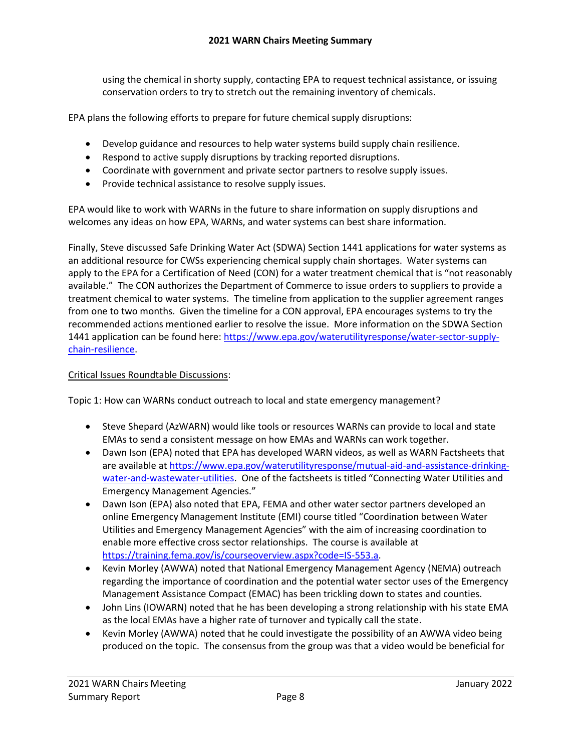using the chemical in shorty supply, contacting EPA to request technical assistance, or issuing conservation orders to try to stretch out the remaining inventory of chemicals.

EPA plans the following efforts to prepare for future chemical supply disruptions:

- Develop guidance and resources to help water systems build supply chain resilience.
- Respond to active supply disruptions by tracking reported disruptions.
- Coordinate with government and private sector partners to resolve supply issues.
- Provide technical assistance to resolve supply issues.

EPA would like to work with WARNs in the future to share information on supply disruptions and welcomes any ideas on how EPA, WARNs, and water systems can best share information.

Finally, Steve discussed Safe Drinking Water Act (SDWA) Section 1441 applications for water systems as an additional resource for CWSs experiencing chemical supply chain shortages. Water systems can apply to the EPA for a Certification of Need (CON) for a water treatment chemical that is "not reasonably available." The CON authorizes the Department of Commerce to issue orders to suppliers to provide a treatment chemical to water systems. The timeline from application to the supplier agreement ranges from one to two months. Given the timeline for a CON approval, EPA encourages systems to try the recommended actions mentioned earlier to resolve the issue. More information on the SDWA Section 1441 application can be found here: [https://www.epa.gov/waterutilityresponse/water-sector-supply-chain-resilience](https://www.epa.gov/waterutilityresponse/water-sector-supply-chain-resilience).

<u>Critical Issues Roundtable Discussions</u>:

Topic 1: How can WARNs conduct outreach to local and state emergency management?

- Steve Shepard (AzWARN) would like tools or resources WARNs can provide to local and state EMAs to send a consistent message on how EMAs and WARNs can work together.
- Dawn Ison (EPA) noted that EPA has developed WARN videos, as well as WARN Factsheets that are available at [https://www.epa.gov/waterutilityresponse/mutual-aid-and-assistance-drinking-water-and-wastewater-utilities](https://www.epa.gov/waterutilityresponse/mutual-aid-and-assistance-drinking-water-and-wastewater-utilities). One of the factsheets is titled "Connecting Water Utilities and Emergency Management Agencies."
- Dawn Ison (EPA) also noted that EPA, FEMA and other water sector partners developed an online Emergency Management Institute (EMI) course titled "Coordination between Water Utilities and Emergency Management Agencies" with the aim of increasing coordination to enable more effective cross sector relationships. The course is available at [https://training.fema.gov/is/courseoverview.aspx?code=IS-553.a](https://training.fema.gov/is/courseoverview.aspx?code=IS-553.a).
- Kevin Morley (AWWA) noted that National Emergency Management Agency (NEMA) outreach regarding the importance of coordination and the potential water sector uses of the Emergency Management Assistance Compact (EMAC) has been trickling down to states and counties.
- John Lins (IOWARN) noted that he has been developing a strong relationship with his state EMA as the local EMAs have a higher rate of turnover and typically call the state.
- Kevin Morley (AWWA) noted that he could investigate the possibility of an AWWA video being produced on the topic. The consensus from the group was that a video would be beneficial for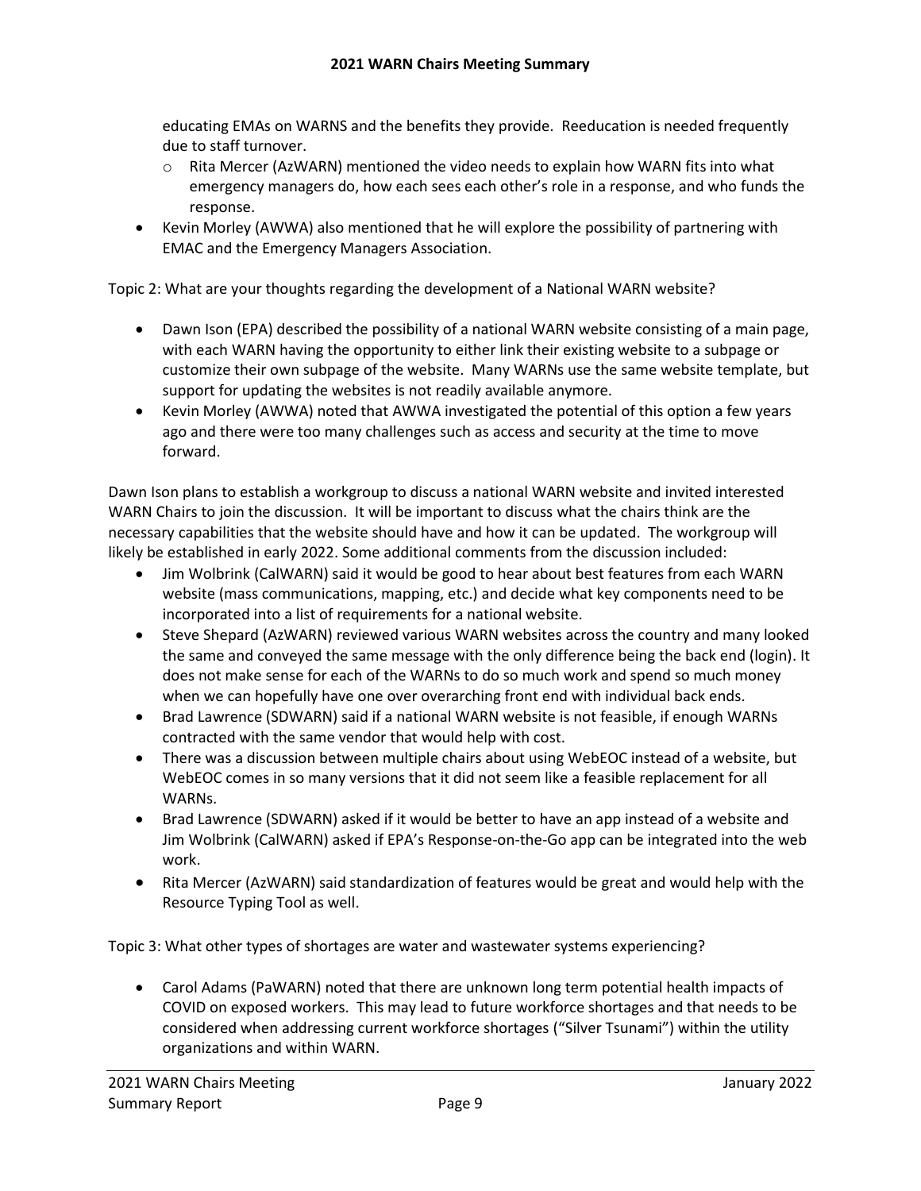educating EMAs on WARNS and the benefits they provide. Reeducation is needed frequently due to staff turnover.

  - Rita Mercer (AzWARN) mentioned the video needs to explain how WARN fits into what emergency managers do, how each sees each other's role in a response, and who funds the response.

- Kevin Morley (AWWA) also mentioned that he will explore the possibility of partnering with EMAC and the Emergency Managers Association.

Topic 2: What are your thoughts regarding the development of a National WARN website?

- Dawn Ison (EPA) described the possibility of a national WARN website consisting of a main page, with each WARN having the opportunity to either link their existing website to a subpage or customize their own subpage of the website. Many WARNs use the same website template, but support for updating the websites is not readily available anymore.
- Kevin Morley (AWWA) noted that AWWA investigated the potential of this option a few years ago and there were too many challenges such as access and security at the time to move forward.

Dawn Ison plans to establish a workgroup to discuss a national WARN website and invited interested WARN Chairs to join the discussion. It will be important to discuss what the chairs think are the necessary capabilities that the website should have and how it can be updated. The workgroup will likely be established in early 2022. Some additional comments from the discussion included:

- Jim Wolbrink (CalWARN) said it would be good to hear about best features from each WARN website (mass communications, mapping, etc.) and decide what key components need to be incorporated into a list of requirements for a national website.
- Steve Shepard (AzWARN) reviewed various WARN websites across the country and many looked the same and conveyed the same message with the only difference being the back end (login). It does not make sense for each of the WARNs to do so much work and spend so much money when we can hopefully have one over overarching front end with individual back ends.
- Brad Lawrence (SDWARN) said if a national WARN website is not feasible, if enough WARNs contracted with the same vendor that would help with cost.
- There was a discussion between multiple chairs about using WebEOC instead of a website, but WebEOC comes in so many versions that it did not seem like a feasible replacement for all WARNs.
- Brad Lawrence (SDWARN) asked if it would be better to have an app instead of a website and Jim Wolbrink (CalWARN) asked if EPA's Response-on-the-Go app can be integrated into the web work.
- Rita Mercer (AzWARN) said standardization of features would be great and would help with the Resource Typing Tool as well.

Topic 3: What other types of shortages are water and wastewater systems experiencing?

- Carol Adams (PaWARN) noted that there are unknown long term potential health impacts of COVID on exposed workers. This may lead to future workforce shortages and that needs to be considered when addressing current workforce shortages ("Silver Tsunami") within the utility organizations and within WARN.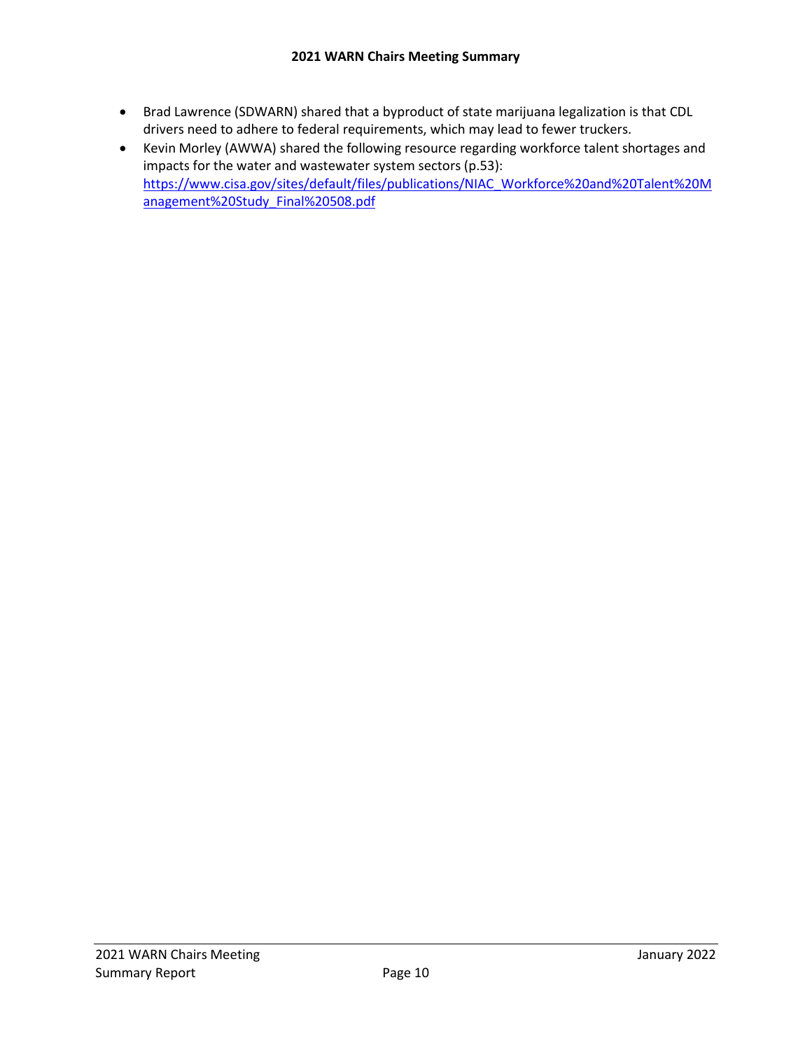- Brad Lawrence (SDWARN) shared that a byproduct of state marijuana legalization is that CDL drivers need to adhere to federal requirements, which may lead to fewer truckers.
- Kevin Morley (AWWA) shared the following resource regarding workforce talent shortages and impacts for the water and wastewater system sectors (p.53): https://www.cisa.gov/sites/default/files/publications/NIAC_Workforce%20and%20Talent%20Management%20Study_Final%20508.pdf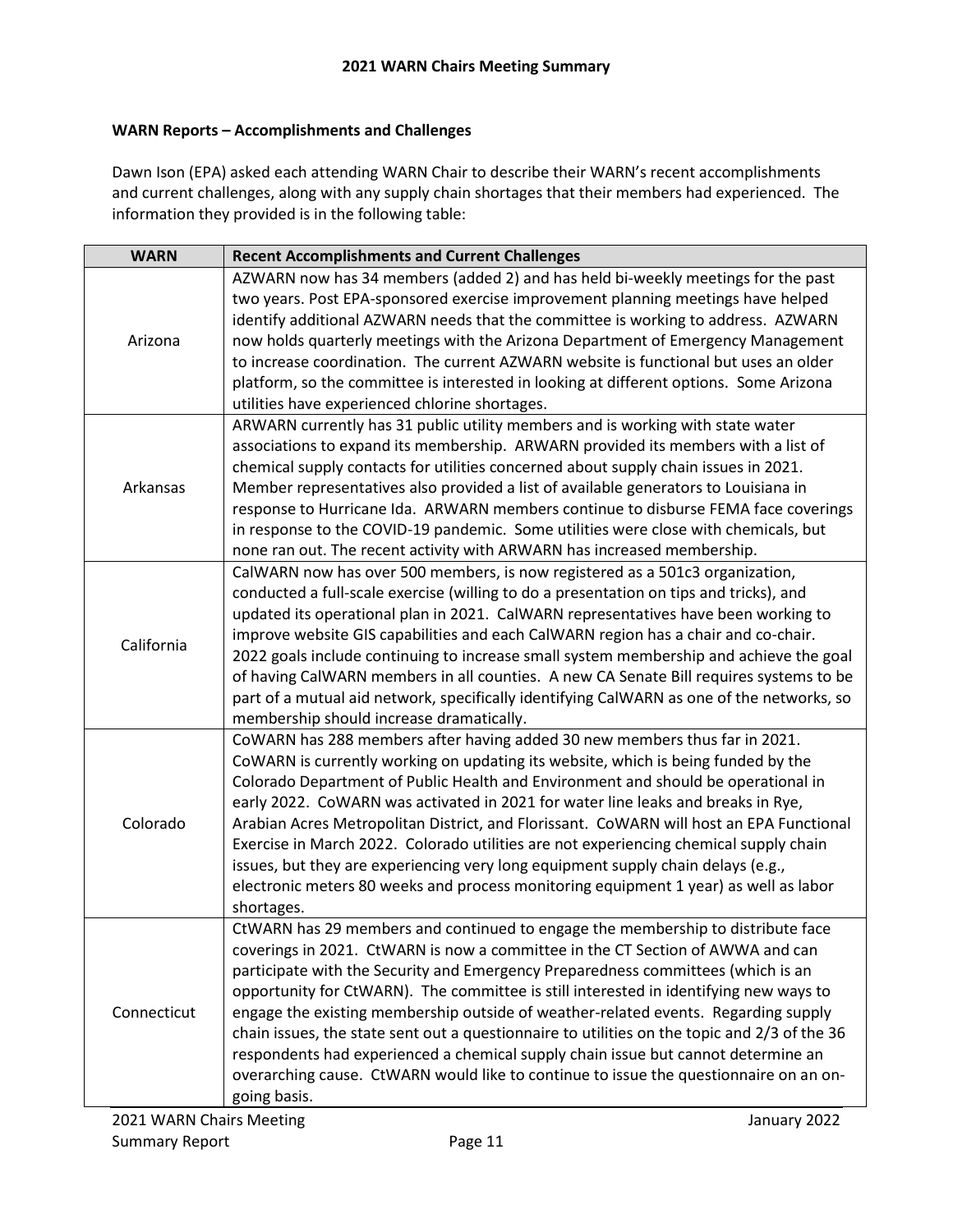## WARN Reports – Accomplishments and Challenges

Dawn Ison (EPA) asked each attending WARN Chair to describe their WARN's recent accomplishments and current challenges, along with any supply chain shortages that their members had experienced. The information they provided is in the following table:

| WARN | Recent Accomplishments and Current Challenges |
|---|---|
| Arizona | AZWARN now has 34 members (added 2) and has held bi-weekly meetings for the past two years. Post EPA-sponsored exercise improvement planning meetings have helped identify additional AZWARN needs that the committee is working to address. AZWARN now holds quarterly meetings with the Arizona Department of Emergency Management to increase coordination. The current AZWARN website is functional but uses an older platform, so the committee is interested in looking at different options. Some Arizona utilities have experienced chlorine shortages. |
| Arkansas | ARWARN currently has 31 public utility members and is working with state water associations to expand its membership. ARWARN provided its members with a list of chemical supply contacts for utilities concerned about supply chain issues in 2021. Member representatives also provided a list of available generators to Louisiana in response to Hurricane Ida. ARWARN members continue to disburse FEMA face coverings in response to the COVID-19 pandemic. Some utilities were close with chemicals, but none ran out. The recent activity with ARWARN has increased membership. |
| California | CalWARN now has over 500 members, is now registered as a 501c3 organization, conducted a full-scale exercise (willing to do a presentation on tips and tricks), and updated its operational plan in 2021. CalWARN representatives have been working to improve website GIS capabilities and each CalWARN region has a chair and co-chair. 2022 goals include continuing to increase small system membership and achieve the goal of having CalWARN members in all counties. A new CA Senate Bill requires systems to be part of a mutual aid network, specifically identifying CalWARN as one of the networks, so membership should increase dramatically. |
| Colorado | CoWARN has 288 members after having added 30 new members thus far in 2021. CoWARN is currently working on updating its website, which is being funded by the Colorado Department of Public Health and Environment and should be operational in early 2022. CoWARN was activated in 2021 for water line leaks and breaks in Rye, Arabian Acres Metropolitan District, and Florissant. CoWARN will host an EPA Functional Exercise in March 2022. Colorado utilities are not experiencing chemical supply chain issues, but they are experiencing very long equipment supply chain delays (e.g., electronic meters 80 weeks and process monitoring equipment 1 year) as well as labor shortages. |
| Connecticut | CtWARN has 29 members and continued to engage the membership to distribute face coverings in 2021. CtWARN is now a committee in the CT Section of AWWA and can participate with the Security and Emergency Preparedness committees (which is an opportunity for CtWARN). The committee is still interested in identifying new ways to engage the existing membership outside of weather-related events. Regarding supply chain issues, the state sent out a questionnaire to utilities on the topic and 2/3 of the 36 respondents had experienced a chemical supply chain issue but cannot determine an overarching cause. CtWARN would like to continue to issue the questionnaire on an on-going basis. |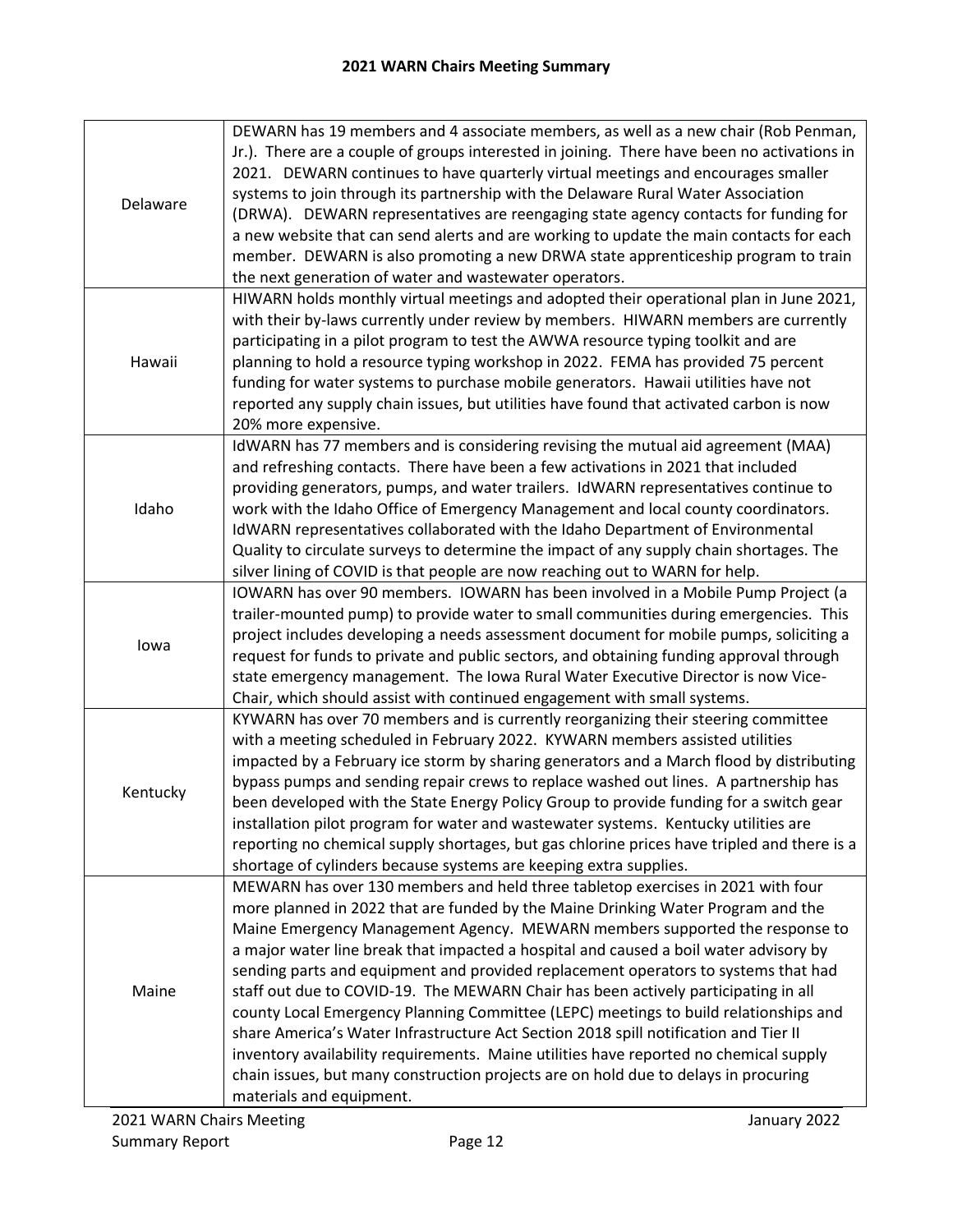| | |
|---|---|
| Delaware | DEWARN has 19 members and 4 associate members, as well as a new chair (Rob Penman, Jr.). There are a couple of groups interested in joining. There have been no activations in 2021. DEWARN continues to have quarterly virtual meetings and encourages smaller systems to join through its partnership with the Delaware Rural Water Association (DRWA). DEWARN representatives are reengaging state agency contacts for funding for a new website that can send alerts and are working to update the main contacts for each member. DEWARN is also promoting a new DRWA state apprenticeship program to train the next generation of water and wastewater operators. |
| Hawaii | HIWARN holds monthly virtual meetings and adopted their operational plan in June 2021, with their by-laws currently under review by members. HIWARN members are currently participating in a pilot program to test the AWWA resource typing toolkit and are planning to hold a resource typing workshop in 2022. FEMA has provided 75 percent funding for water systems to purchase mobile generators. Hawaii utilities have not reported any supply chain issues, but utilities have found that activated carbon is now 20% more expensive. |
| Idaho | IdWARN has 77 members and is considering revising the mutual aid agreement (MAA) and refreshing contacts. There have been a few activations in 2021 that included providing generators, pumps, and water trailers. IdWARN representatives continue to work with the Idaho Office of Emergency Management and local county coordinators. IdWARN representatives collaborated with the Idaho Department of Environmental Quality to circulate surveys to determine the impact of any supply chain shortages. The silver lining of COVID is that people are now reaching out to WARN for help. |
| Iowa | IOWARN has over 90 members. IOWARN has been involved in a Mobile Pump Project (a trailer-mounted pump) to provide water to small communities during emergencies. This project includes developing a needs assessment document for mobile pumps, soliciting a request for funds to private and public sectors, and obtaining funding approval through state emergency management. The Iowa Rural Water Executive Director is now Vice-Chair, which should assist with continued engagement with small systems. |
| Kentucky | KYWARN has over 70 members and is currently reorganizing their steering committee with a meeting scheduled in February 2022. KYWARN members assisted utilities impacted by a February ice storm by sharing generators and a March flood by distributing bypass pumps and sending repair crews to replace washed out lines. A partnership has been developed with the State Energy Policy Group to provide funding for a switch gear installation pilot program for water and wastewater systems. Kentucky utilities are reporting no chemical supply shortages, but gas chlorine prices have tripled and there is a shortage of cylinders because systems are keeping extra supplies. |
| Maine | MEWARN has over 130 members and held three tabletop exercises in 2021 with four more planned in 2022 that are funded by the Maine Drinking Water Program and the Maine Emergency Management Agency. MEWARN members supported the response to a major water line break that impacted a hospital and caused a boil water advisory by sending parts and equipment and provided replacement operators to systems that had staff out due to COVID-19. The MEWARN Chair has been actively participating in all county Local Emergency Planning Committee (LEPC) meetings to build relationships and share America's Water Infrastructure Act Section 2018 spill notification and Tier II inventory availability requirements. Maine utilities have reported no chemical supply chain issues, but many construction projects are on hold due to delays in procuring materials and equipment. |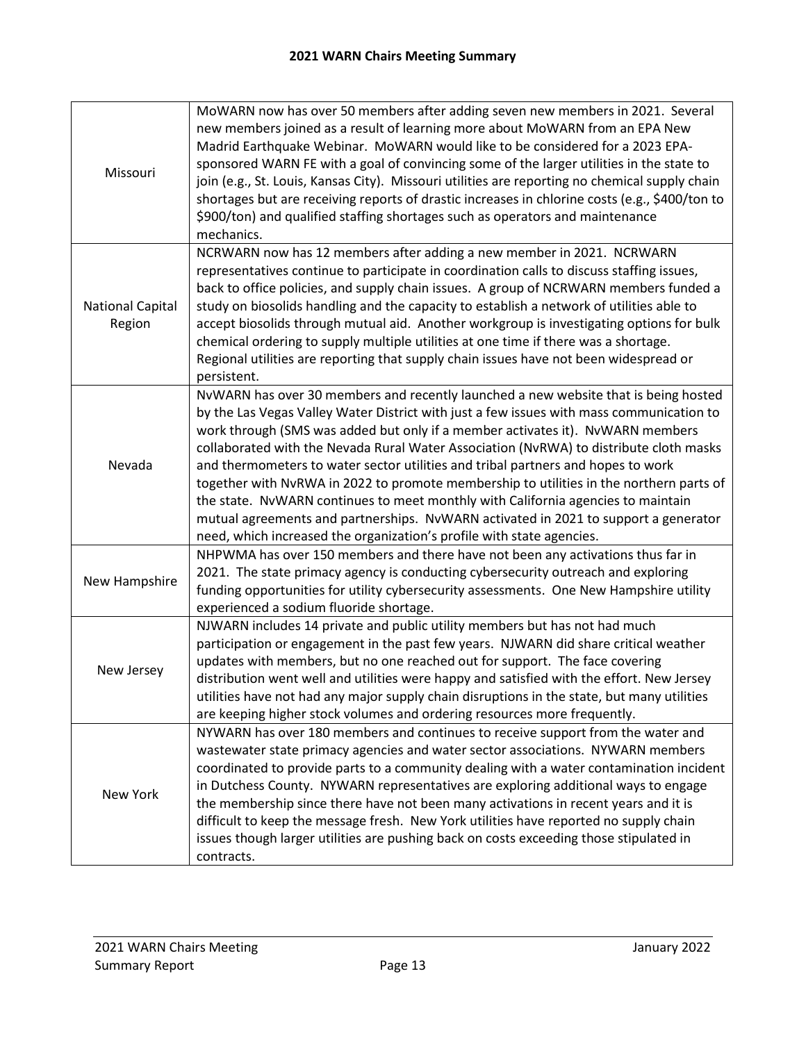| | |
|---|---|
| Missouri | MoWARN now has over 50 members after adding seven new members in 2021. Several new members joined as a result of learning more about MoWARN from an EPA New Madrid Earthquake Webinar. MoWARN would like to be considered for a 2023 EPA-sponsored WARN FE with a goal of convincing some of the larger utilities in the state to join (e.g., St. Louis, Kansas City). Missouri utilities are reporting no chemical supply chain shortages but are receiving reports of drastic increases in chlorine costs (e.g., \$400/ton to \$900/ton) and qualified staffing shortages such as operators and maintenance mechanics. |
| National Capital Region | NCRWARN now has 12 members after adding a new member in 2021. NCRWARN representatives continue to participate in coordination calls to discuss staffing issues, back to office policies, and supply chain issues. A group of NCRWARN members funded a study on biosolids handling and the capacity to establish a network of utilities able to accept biosolids through mutual aid. Another workgroup is investigating options for bulk chemical ordering to supply multiple utilities at one time if there was a shortage. Regional utilities are reporting that supply chain issues have not been widespread or persistent. |
| Nevada | NvWARN has over 30 members and recently launched a new website that is being hosted by the Las Vegas Valley Water District with just a few issues with mass communication to work through (SMS was added but only if a member activates it). NvWARN members collaborated with the Nevada Rural Water Association (NvRWA) to distribute cloth masks and thermometers to water sector utilities and tribal partners and hopes to work together with NvRWA in 2022 to promote membership to utilities in the northern parts of the state. NvWARN continues to meet monthly with California agencies to maintain mutual agreements and partnerships. NvWARN activated in 2021 to support a generator need, which increased the organization's profile with state agencies. |
| New Hampshire | NHPWMA has over 150 members and there have not been any activations thus far in 2021. The state primacy agency is conducting cybersecurity outreach and exploring funding opportunities for utility cybersecurity assessments. One New Hampshire utility experienced a sodium fluoride shortage. |
| New Jersey | NJWARN includes 14 private and public utility members but has not had much participation or engagement in the past few years. NJWARN did share critical weather updates with members, but no one reached out for support. The face covering distribution went well and utilities were happy and satisfied with the effort. New Jersey utilities have not had any major supply chain disruptions in the state, but many utilities are keeping higher stock volumes and ordering resources more frequently. |
| New York | NYWARN has over 180 members and continues to receive support from the water and wastewater state primacy agencies and water sector associations. NYWARN members coordinated to provide parts to a community dealing with a water contamination incident in Dutchess County. NYWARN representatives are exploring additional ways to engage the membership since there have not been many activations in recent years and it is difficult to keep the message fresh. New York utilities have reported no supply chain issues though larger utilities are pushing back on costs exceeding those stipulated in contracts. |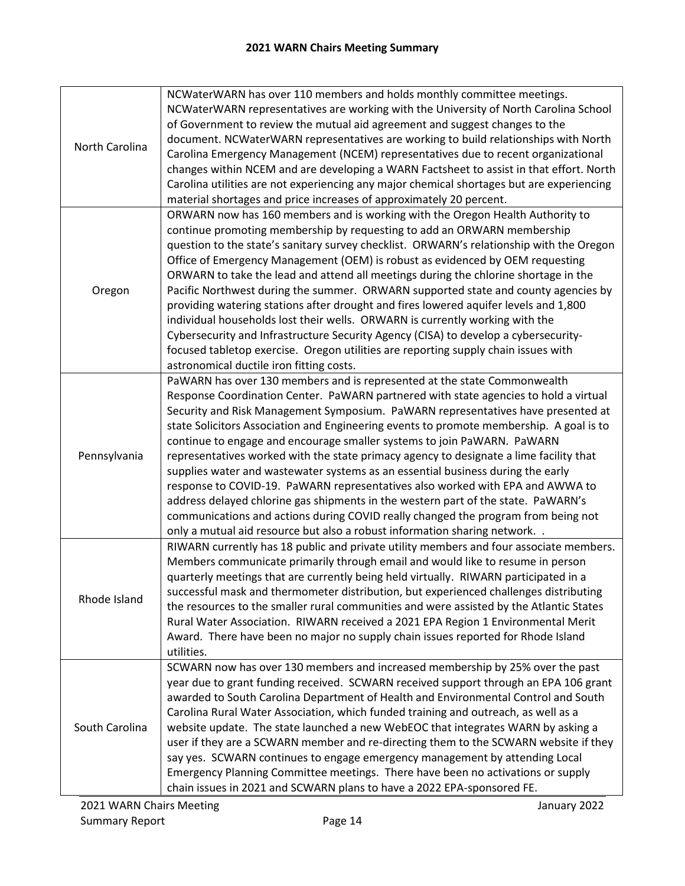| | |
|---|---|
| North Carolina | NCWaterWARN has over 110 members and holds monthly committee meetings. NCWaterWARN representatives are working with the University of North Carolina School of Government to review the mutual aid agreement and suggest changes to the document. NCWaterWARN representatives are working to build relationships with North Carolina Emergency Management (NCEM) representatives due to recent organizational changes within NCEM and are developing a WARN Factsheet to assist in that effort. North Carolina utilities are not experiencing any major chemical shortages but are experiencing material shortages and price increases of approximately 20 percent. |
| Oregon | ORWARN now has 160 members and is working with the Oregon Health Authority to continue promoting membership by requesting to add an ORWARN membership question to the state's sanitary survey checklist. ORWARN's relationship with the Oregon Office of Emergency Management (OEM) is robust as evidenced by OEM requesting ORWARN to take the lead and attend all meetings during the chlorine shortage in the Pacific Northwest during the summer. ORWARN supported state and county agencies by providing watering stations after drought and fires lowered aquifer levels and 1,800 individual households lost their wells. ORWARN is currently working with the Cybersecurity and Infrastructure Security Agency (CISA) to develop a cybersecurity-focused tabletop exercise. Oregon utilities are reporting supply chain issues with astronomical ductile iron fitting costs. |
| Pennsylvania | PaWARN has over 130 members and is represented at the state Commonwealth Response Coordination Center. PaWARN partnered with state agencies to hold a virtual Security and Risk Management Symposium. PaWARN representatives have presented at state Solicitors Association and Engineering events to promote membership. A goal is to continue to engage and encourage smaller systems to join PaWARN. PaWARN representatives worked with the state primacy agency to designate a lime facility that supplies water and wastewater systems as an essential business during the early response to COVID-19. PaWARN representatives also worked with EPA and AWWA to address delayed chlorine gas shipments in the western part of the state. PaWARN's communications and actions during COVID really changed the program from being not only a mutual aid resource but also a robust information sharing network. . |
| Rhode Island | RIWARN currently has 18 public and private utility members and four associate members. Members communicate primarily through email and would like to resume in person quarterly meetings that are currently being held virtually. RIWARN participated in a successful mask and thermometer distribution, but experienced challenges distributing the resources to the smaller rural communities and were assisted by the Atlantic States Rural Water Association. RIWARN received a 2021 EPA Region 1 Environmental Merit Award. There have been no major no supply chain issues reported for Rhode Island utilities. |
| South Carolina | SCWARN now has over 130 members and increased membership by 25% over the past year due to grant funding received. SCWARN received support through an EPA 106 grant awarded to South Carolina Department of Health and Environmental Control and South Carolina Rural Water Association, which funded training and outreach, as well as a website update. The state launched a new WebEOC that integrates WARN by asking a user if they are a SCWARN member and re-directing them to the SCWARN website if they say yes. SCWARN continues to engage emergency management by attending Local Emergency Planning Committee meetings. There have been no activations or supply chain issues in 2021 and SCWARN plans to have a 2022 EPA-sponsored FE. |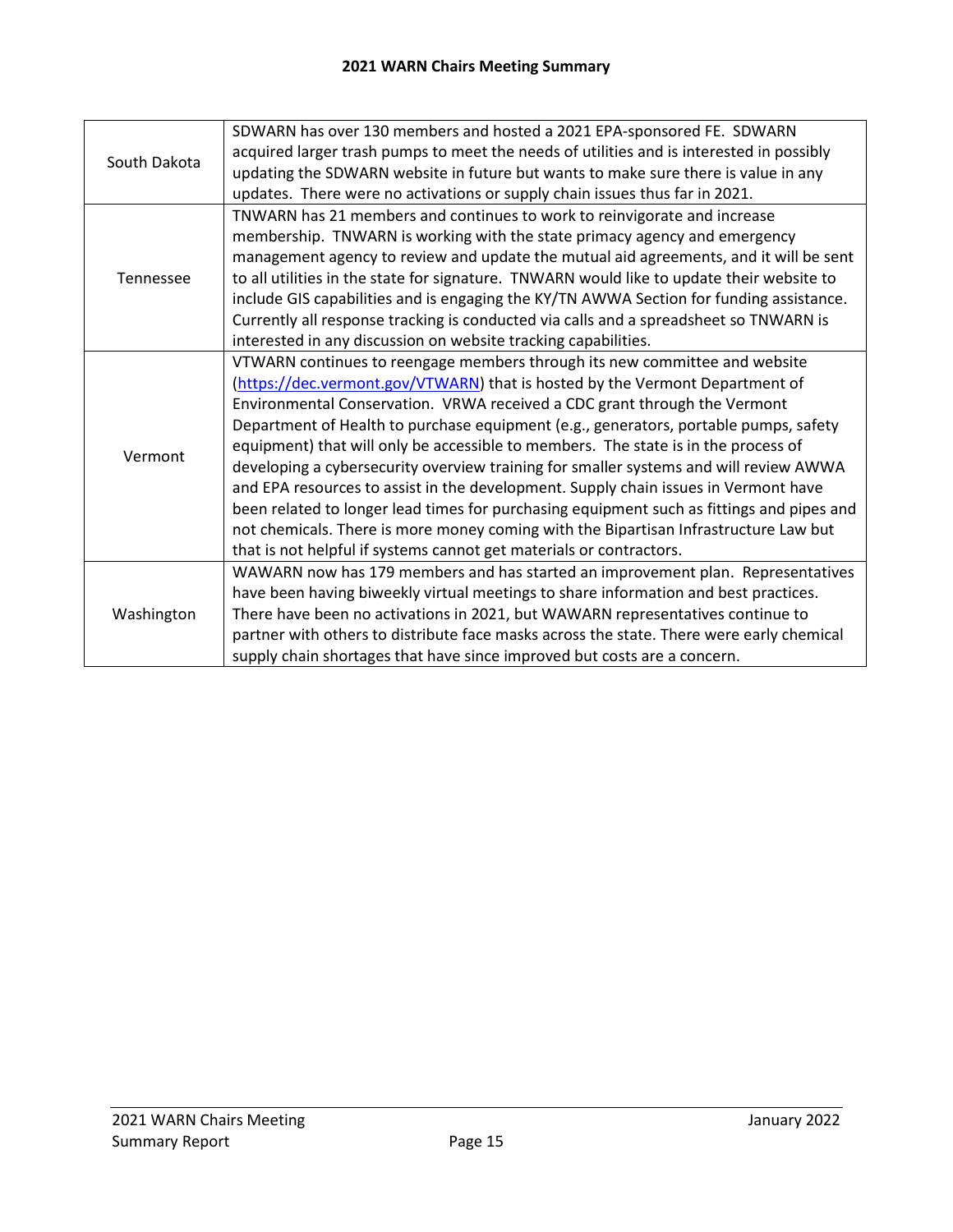| | |
|---|---|
| South Dakota | SDWARN has over 130 members and hosted a 2021 EPA-sponsored FE. SDWARN acquired larger trash pumps to meet the needs of utilities and is interested in possibly updating the SDWARN website in future but wants to make sure there is value in any updates. There were no activations or supply chain issues thus far in 2021. |
| Tennessee | TNWARN has 21 members and continues to work to reinvigorate and increase membership. TNWARN is working with the state primacy agency and emergency management agency to review and update the mutual aid agreements, and it will be sent to all utilities in the state for signature. TNWARN would like to update their website to include GIS capabilities and is engaging the KY/TN AWWA Section for funding assistance. Currently all response tracking is conducted via calls and a spreadsheet so TNWARN is interested in any discussion on website tracking capabilities. |
| Vermont | VTWARN continues to reengage members through its new committee and website (https://dec.vermont.gov/VTWARN) that is hosted by the Vermont Department of Environmental Conservation. VRWA received a CDC grant through the Vermont Department of Health to purchase equipment (e.g., generators, portable pumps, safety equipment) that will only be accessible to members. The state is in the process of developing a cybersecurity overview training for smaller systems and will review AWWA and EPA resources to assist in the development. Supply chain issues in Vermont have been related to longer lead times for purchasing equipment such as fittings and pipes and not chemicals. There is more money coming with the Bipartisan Infrastructure Law but that is not helpful if systems cannot get materials or contractors. |
| Washington | WAWARN now has 179 members and has started an improvement plan. Representatives have been having biweekly virtual meetings to share information and best practices. There have been no activations in 2021, but WAWARN representatives continue to partner with others to distribute face masks across the state. There were early chemical supply chain shortages that have since improved but costs are a concern. |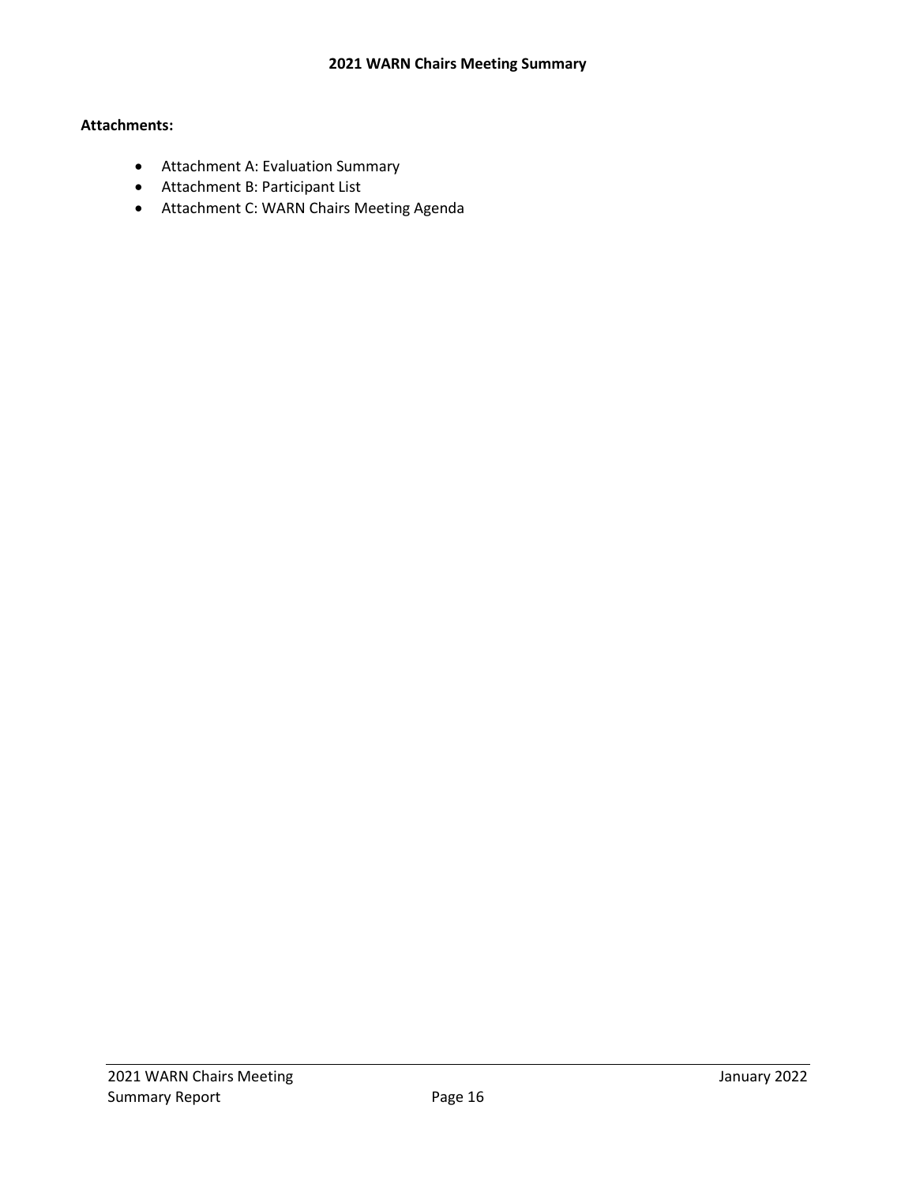**Attachments:**

- Attachment A: Evaluation Summary
- Attachment B: Participant List
- Attachment C: WARN Chairs Meeting Agenda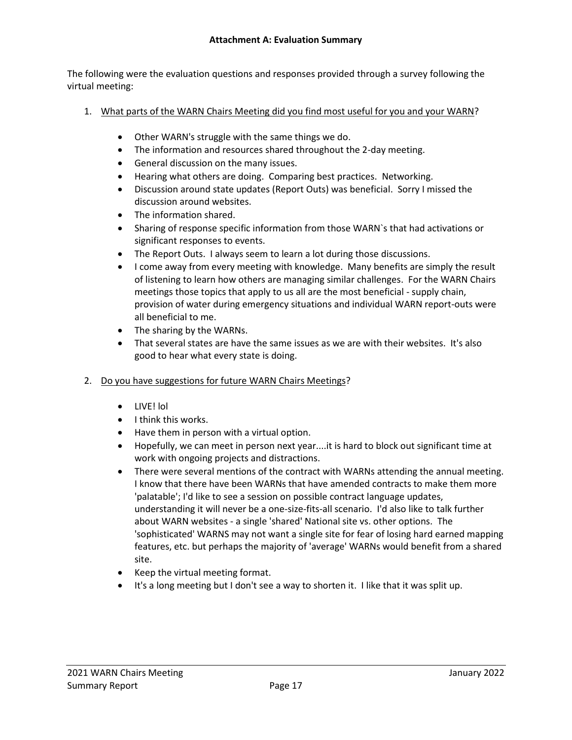### Attachment A: Evaluation Summary

The following were the evaluation questions and responses provided through a survey following the virtual meeting:

1. What parts of the WARN Chairs Meeting did you find most useful for you and your WARN?

   - Other WARN's struggle with the same things we do.
   - The information and resources shared throughout the 2-day meeting.
   - General discussion on the many issues.
   - Hearing what others are doing. Comparing best practices. Networking.
   - Discussion around state updates (Report Outs) was beneficial. Sorry I missed the discussion around websites.
   - The information shared.
   - Sharing of response specific information from those WARN`s that had activations or significant responses to events.
   - The Report Outs. I always seem to learn a lot during those discussions.
   - I come away from every meeting with knowledge. Many benefits are simply the result of listening to learn how others are managing similar challenges. For the WARN Chairs meetings those topics that apply to us all are the most beneficial - supply chain, provision of water during emergency situations and individual WARN report-outs were all beneficial to me.
   - The sharing by the WARNs.
   - That several states are have the same issues as we are with their websites. It's also good to hear what every state is doing.

2. Do you have suggestions for future WARN Chairs Meetings?

   - LIVE! lol
   - I think this works.
   - Have them in person with a virtual option.
   - Hopefully, we can meet in person next year....it is hard to block out significant time at work with ongoing projects and distractions.
   - There were several mentions of the contract with WARNs attending the annual meeting. I know that there have been WARNs that have amended contracts to make them more 'palatable'; I'd like to see a session on possible contract language updates, understanding it will never be a one-size-fits-all scenario. I'd also like to talk further about WARN websites - a single 'shared' National site vs. other options. The 'sophisticated' WARNS may not want a single site for fear of losing hard earned mapping features, etc. but perhaps the majority of 'average' WARNs would benefit from a shared site.
   - Keep the virtual meeting format.
   - It's a long meeting but I don't see a way to shorten it. I like that it was split up.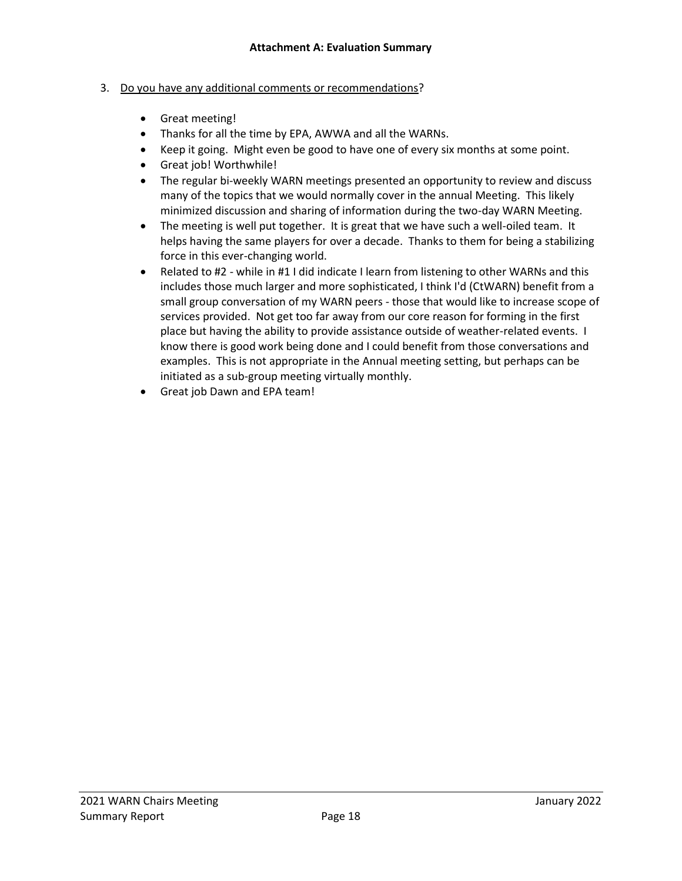**Attachment A: Evaluation Summary**

3. Do you have any additional comments or recommendations?

    - Great meeting!
    - Thanks for all the time by EPA, AWWA and all the WARNs.
    - Keep it going. Might even be good to have one of every six months at some point.
    - Great job! Worthwhile!
    - The regular bi-weekly WARN meetings presented an opportunity to review and discuss many of the topics that we would normally cover in the annual Meeting. This likely minimized discussion and sharing of information during the two-day WARN Meeting.
    - The meeting is well put together. It is great that we have such a well-oiled team. It helps having the same players for over a decade. Thanks to them for being a stabilizing force in this ever-changing world.
    - Related to #2 - while in #1 I did indicate I learn from listening to other WARNs and this includes those much larger and more sophisticated, I think I'd (CtWARN) benefit from a small group conversation of my WARN peers - those that would like to increase scope of services provided. Not get too far away from our core reason for forming in the first place but having the ability to provide assistance outside of weather-related events. I know there is good work being done and I could benefit from those conversations and examples. This is not appropriate in the Annual meeting setting, but perhaps can be initiated as a sub-group meeting virtually monthly.
    - Great job Dawn and EPA team!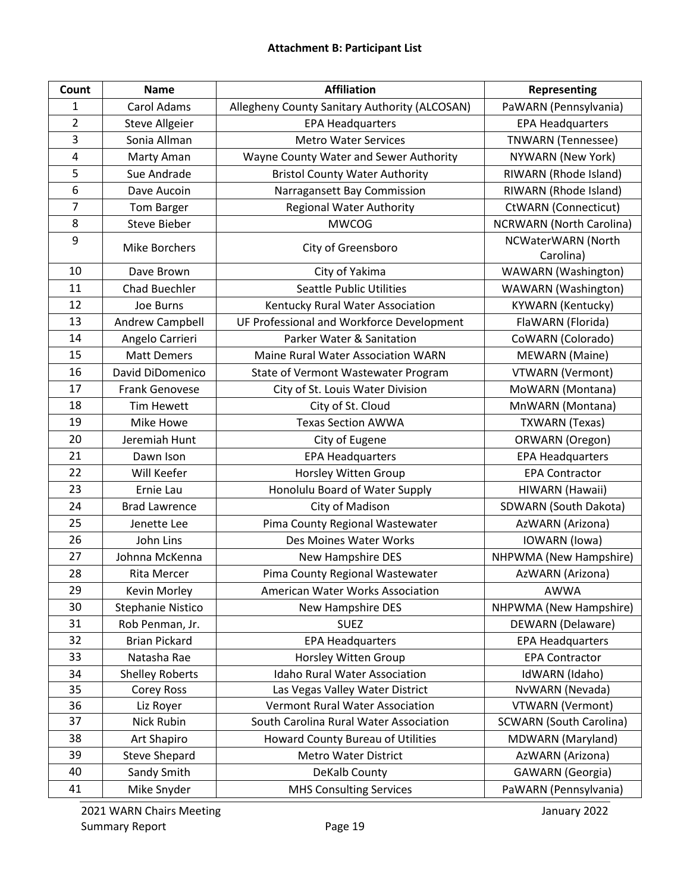**Attachment B: Participant List**

| Count | Name | Affiliation | Representing |
|---|---|---|---|
| 1 | Carol Adams | Allegheny County Sanitary Authority (ALCOSAN) | PaWARN (Pennsylvania) |
| 2 | Steve Allgeier | EPA Headquarters | EPA Headquarters |
| 3 | Sonia Allman | Metro Water Services | TNWARN (Tennessee) |
| 4 | Marty Aman | Wayne County Water and Sewer Authority | NYWARN (New York) |
| 5 | Sue Andrade | Bristol County Water Authority | RIWARN (Rhode Island) |
| 6 | Dave Aucoin | Narragansett Bay Commission | RIWARN (Rhode Island) |
| 7 | Tom Barger | Regional Water Authority | CtWARN (Connecticut) |
| 8 | Steve Bieber | MWCOG | NCRWARN (North Carolina) |
| 9 | Mike Borchers | City of Greensboro | NCWaterWARN (North Carolina) |
| 10 | Dave Brown | City of Yakima | WAWARN (Washington) |
| 11 | Chad Buechler | Seattle Public Utilities | WAWARN (Washington) |
| 12 | Joe Burns | Kentucky Rural Water Association | KYWARN (Kentucky) |
| 13 | Andrew Campbell | UF Professional and Workforce Development | FlaWARN (Florida) |
| 14 | Angelo Carrieri | Parker Water & Sanitation | CoWARN (Colorado) |
| 15 | Matt Demers | Maine Rural Water Association WARN | MEWARN (Maine) |
| 16 | David DiDomenico | State of Vermont Wastewater Program | VTWARN (Vermont) |
| 17 | Frank Genovese | City of St. Louis Water Division | MoWARN (Montana) |
| 18 | Tim Hewett | City of St. Cloud | MnWARN (Montana) |
| 19 | Mike Howe | Texas Section AWWA | TXWARN (Texas) |
| 20 | Jeremiah Hunt | City of Eugene | ORWARN (Oregon) |
| 21 | Dawn Ison | EPA Headquarters | EPA Headquarters |
| 22 | Will Keefer | Horsley Witten Group | EPA Contractor |
| 23 | Ernie Lau | Honolulu Board of Water Supply | HIWARN (Hawaii) |
| 24 | Brad Lawrence | City of Madison | SDWARN (South Dakota) |
| 25 | Jenette Lee | Pima County Regional Wastewater | AzWARN (Arizona) |
| 26 | John Lins | Des Moines Water Works | IOWARN (Iowa) |
| 27 | Johnna McKenna | New Hampshire DES | NHPWMA (New Hampshire) |
| 28 | Rita Mercer | Pima County Regional Wastewater | AzWARN (Arizona) |
| 29 | Kevin Morley | American Water Works Association | AWWA |
| 30 | Stephanie Nistico | New Hampshire DES | NHPWMA (New Hampshire) |
| 31 | Rob Penman, Jr. | SUEZ | DEWARN (Delaware) |
| 32 | Brian Pickard | EPA Headquarters | EPA Headquarters |
| 33 | Natasha Rae | Horsley Witten Group | EPA Contractor |
| 34 | Shelley Roberts | Idaho Rural Water Association | IdWARN (Idaho) |
| 35 | Corey Ross | Las Vegas Valley Water District | NvWARN (Nevada) |
| 36 | Liz Royer | Vermont Rural Water Association | VTWARN (Vermont) |
| 37 | Nick Rubin | South Carolina Rural Water Association | SCWARN (South Carolina) |
| 38 | Art Shapiro | Howard County Bureau of Utilities | MDWARN (Maryland) |
| 39 | Steve Shepard | Metro Water District | AzWARN (Arizona) |
| 40 | Sandy Smith | DeKalb County | GAWARN (Georgia) |
| 41 | Mike Snyder | MHS Consulting Services | PaWARN (Pennsylvania) |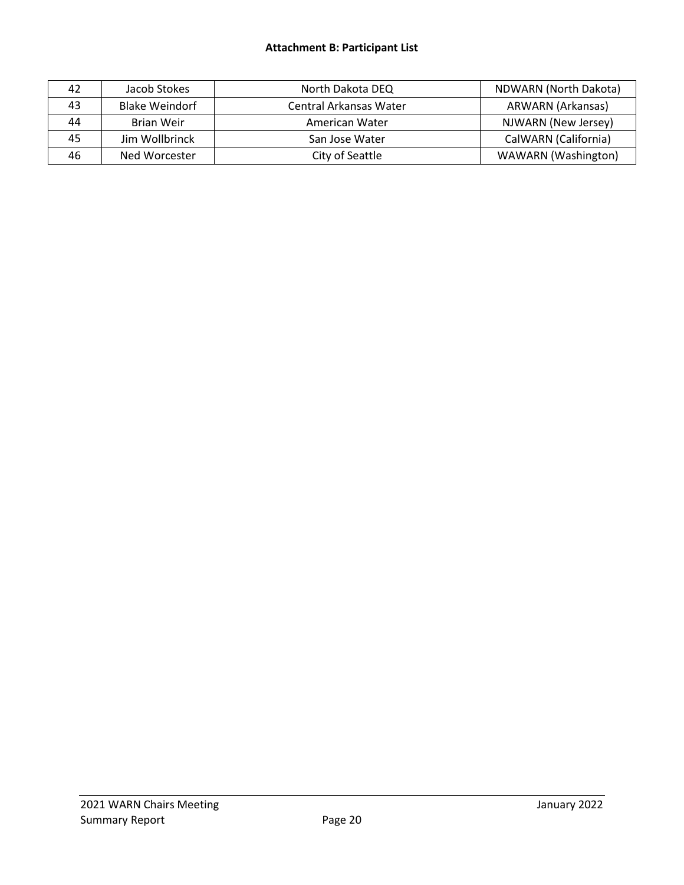**Attachment B: Participant List**

| | | | |
|---|---|---|---|
| 42 | Jacob Stokes | North Dakota DEQ | NDWARN (North Dakota) |
| 43 | Blake Weindorf | Central Arkansas Water | ARWARN (Arkansas) |
| 44 | Brian Weir | American Water | NJWARN (New Jersey) |
| 45 | Jim Wollbrinck | San Jose Water | CalWARN (California) |
| 46 | Ned Worcester | City of Seattle | WAWARN (Washington) |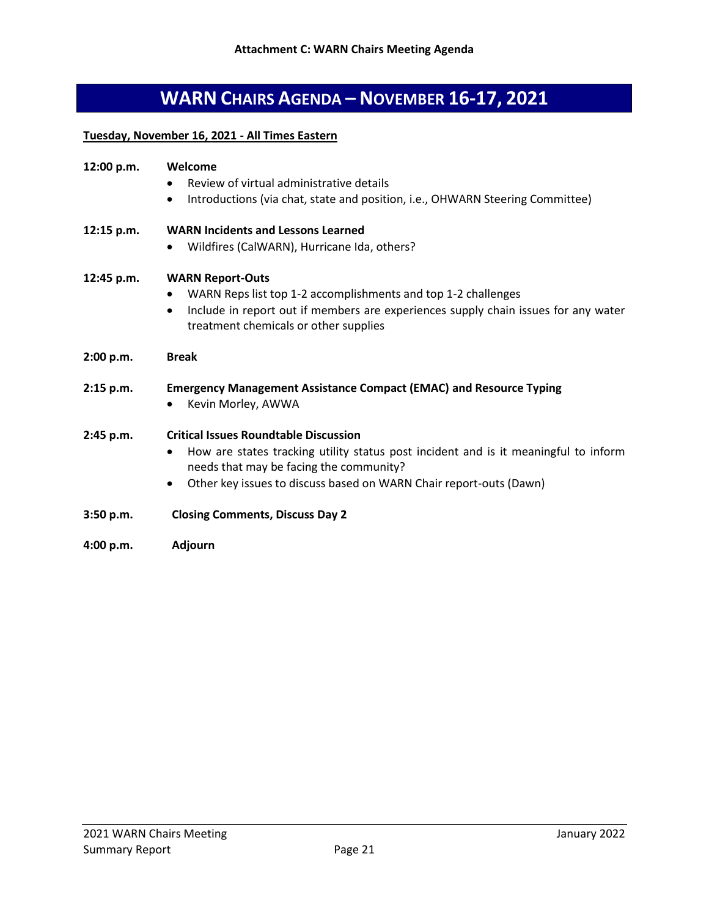**Attachment C: WARN Chairs Meeting Agenda**

# WARN CHAIRS AGENDA – NOVEMBER 16-17, 2021

**Tuesday, November 16, 2021 - All Times Eastern**

**12:00 p.m.** **Welcome**

- Review of virtual administrative details
- Introductions (via chat, state and position, i.e., OHWARN Steering Committee)

**12:15 p.m.** **WARN Incidents and Lessons Learned**

- Wildfires (CalWARN), Hurricane Ida, others?

**12:45 p.m.** **WARN Report-Outs**

- WARN Reps list top 1-2 accomplishments and top 1-2 challenges
- Include in report out if members are experiences supply chain issues for any water treatment chemicals or other supplies

**2:00 p.m.** **Break**

**2:15 p.m.** **Emergency Management Assistance Compact (EMAC) and Resource Typing**

- Kevin Morley, AWWA

**2:45 p.m.** **Critical Issues Roundtable Discussion**

- How are states tracking utility status post incident and is it meaningful to inform needs that may be facing the community?
- Other key issues to discuss based on WARN Chair report-outs (Dawn)

**3:50 p.m.** **Closing Comments, Discuss Day 2**

**4:00 p.m.** **Adjourn**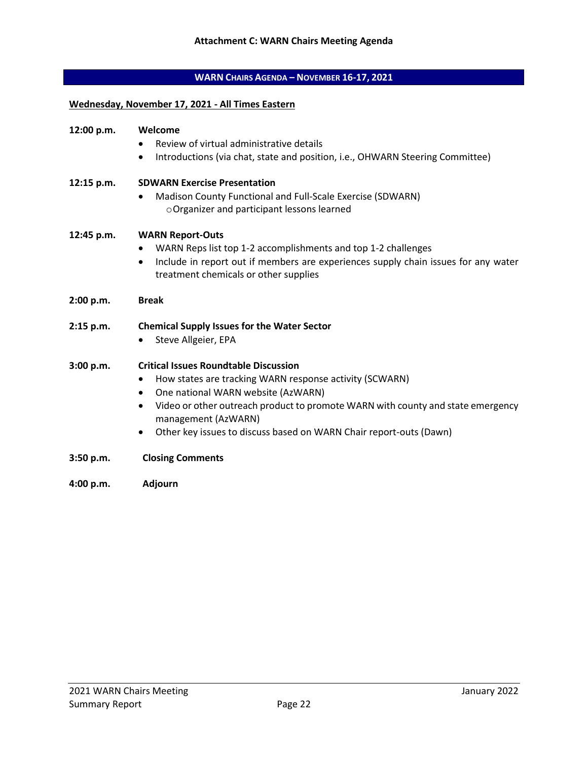# Attachment C: WARN Chairs Meeting Agenda

## WARN CHAIRS AGENDA – NOVEMBER 16-17, 2021

**Wednesday, November 17, 2021 - All Times Eastern**

**12:00 p.m.** **Welcome**

- Review of virtual administrative details
- Introductions (via chat, state and position, i.e., OHWARN Steering Committee)

**12:15 p.m.** **SDWARN Exercise Presentation**

- Madison County Functional and Full-Scale Exercise (SDWARN)
  - Organizer and participant lessons learned

**12:45 p.m.** **WARN Report-Outs**

- WARN Reps list top 1-2 accomplishments and top 1-2 challenges
- Include in report out if members are experiences supply chain issues for any water treatment chemicals or other supplies

**2:00 p.m.** **Break**

**2:15 p.m.** **Chemical Supply Issues for the Water Sector**

- Steve Allgeier, EPA

**3:00 p.m.** **Critical Issues Roundtable Discussion**

- How states are tracking WARN response activity (SCWARN)
- One national WARN website (AzWARN)
- Video or other outreach product to promote WARN with county and state emergency management (AzWARN)
- Other key issues to discuss based on WARN Chair report-outs (Dawn)

**3:50 p.m.** **Closing Comments**

**4:00 p.m.** **Adjourn**